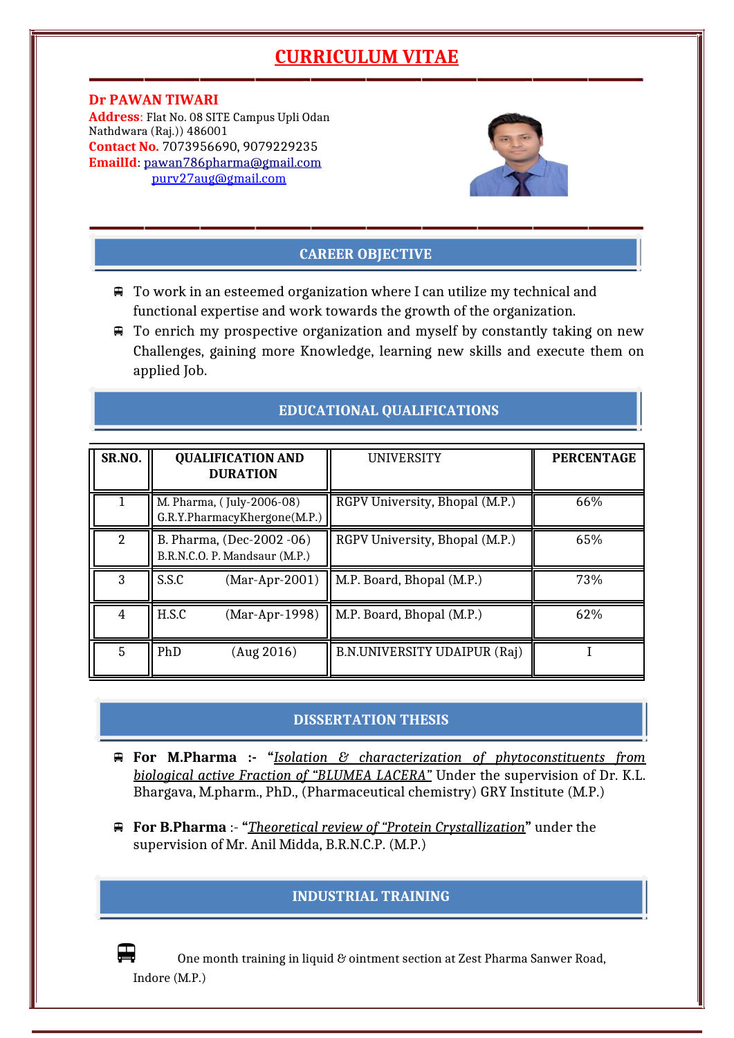# CURRICULUM VITAE

**Dr PAWAN TIWARI**
**Address**: Flat No. 08 SITE Campus Upli Odan Nathdwara (Raj.)) 486001
**Contact No.** 7073956690, 9079229235
**EmailId**: pawan786pharma@gmail.com
purv27aug@gmail.com

## CAREER OBJECTIVE

- To work in an esteemed organization where I can utilize my technical and functional expertise and work towards the growth of the organization.
- To enrich my prospective organization and myself by constantly taking on new Challenges, gaining more Knowledge, learning new skills and execute them on applied Job.

## EDUCATIONAL QUALIFICATIONS

| SR.NO. | QUALIFICATION AND DURATION | UNIVERSITY | PERCENTAGE |
|---|---|---|---|
| 1 | M. Pharma, ( July-2006-08) G.R.Y.PharmacyKhergone(M.P.) | RGPV University, Bhopal (M.P.) | 66% |
| 2 | B. Pharma, (Dec-2002 -06) B.R.N.C.O. P. Mandsaur (M.P.) | RGPV University, Bhopal (M.P.) | 65% |
| 3 | S.S.C (Mar-Apr-2001) | M.P. Board, Bhopal (M.P.) | 73% |
| 4 | H.S.C (Mar-Apr-1998) | M.P. Board, Bhopal (M.P.) | 62% |
| 5 | PhD (Aug 2016) | B.N.UNIVERSITY UDAIPUR (Raj) | I |

## DISSERTATION THESIS

- **For M.Pharma :-** "*Isolation & characterization of phytoconstituents from biological active Fraction of "BLUMEA LACERA"* Under the supervision of Dr. K.L. Bhargava, M.pharm., PhD., (Pharmaceutical chemistry) GRY Institute (M.P.)
- **For B.Pharma** :- "*Theoretical review of "Protein Crystallization*" under the supervision of Mr. Anil Midda, B.R.N.C.P. (M.P.)

## INDUSTRIAL TRAINING

- One month training in liquid & ointment section at Zest Pharma Sanwer Road, Indore (M.P.)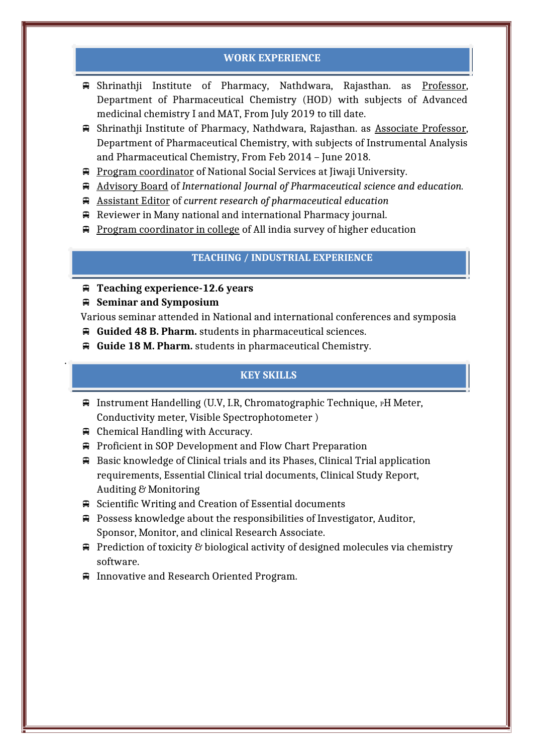## WORK EXPERIENCE

- Shrinathji Institute of Pharmacy, Nathdwara, Rajasthan. as Professor, Department of Pharmaceutical Chemistry (HOD) with subjects of Advanced medicinal chemistry I and MAT, From July 2019 to till date.
- Shrinathji Institute of Pharmacy, Nathdwara, Rajasthan. as Associate Professor, Department of Pharmaceutical Chemistry, with subjects of Instrumental Analysis and Pharmaceutical Chemistry, From Feb 2014 – June 2018.
- Program coordinator of National Social Services at Jiwaji University.
- Advisory Board of *International Journal of Pharmaceutical science and education.*
- Assistant Editor of *current research of pharmaceutical education*
- Reviewer in Many national and international Pharmacy journal.
- Program coordinator in college of All india survey of higher education

## TEACHING / INDUSTRIAL EXPERIENCE

- **Teaching experience-12.6 years**
- **Seminar and Symposium**

Various seminar attended in National and international conferences and symposia

- **Guided 48 B. Pharm.** students in pharmaceutical sciences.
- **Guide 18 M. Pharm.** students in pharmaceutical Chemistry.

## KEY SKILLS

- Instrument Handelling (U.V, I.R, Chromatographic Technique, pH Meter, Conductivity meter, Visible Spectrophotometer )
- Chemical Handling with Accuracy.
- Proficient in SOP Development and Flow Chart Preparation
- Basic knowledge of Clinical trials and its Phases, Clinical Trial application requirements, Essential Clinical trial documents, Clinical Study Report, Auditing & Monitoring
- Scientific Writing and Creation of Essential documents
- Possess knowledge about the responsibilities of Investigator, Auditor, Sponsor, Monitor, and clinical Research Associate.
- Prediction of toxicity & biological activity of designed molecules via chemistry software.
- Innovative and Research Oriented Program.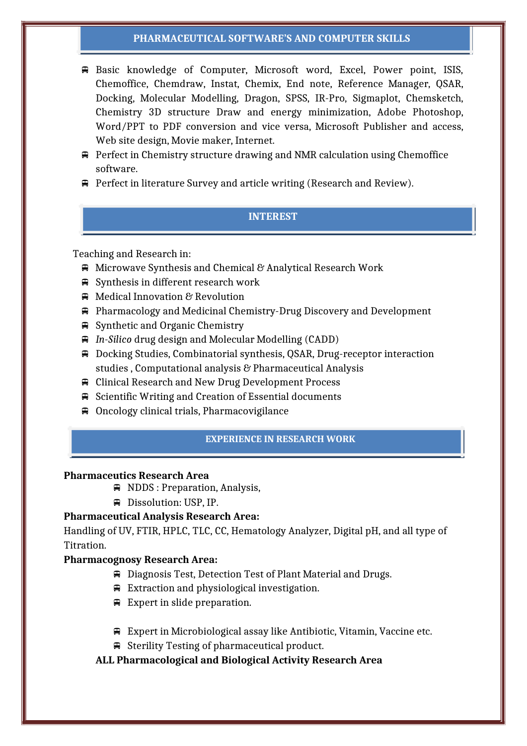## PHARMACEUTICAL SOFTWARE'S AND COMPUTER SKILLS

- Basic knowledge of Computer, Microsoft word, Excel, Power point, ISIS, Chemoffice, Chemdraw, Instat, Chemix, End note, Reference Manager, QSAR, Docking, Molecular Modelling, Dragon, SPSS, IR-Pro, Sigmaplot, Chemsketch, Chemistry 3D structure Draw and energy minimization, Adobe Photoshop, Word/PPT to PDF conversion and vice versa, Microsoft Publisher and access, Web site design, Movie maker, Internet.
- Perfect in Chemistry structure drawing and NMR calculation using Chemoffice software.
- Perfect in literature Survey and article writing (Research and Review).

## INTEREST

Teaching and Research in:

- Microwave Synthesis and Chemical & Analytical Research Work
- Synthesis in different research work
- Medical Innovation & Revolution
- Pharmacology and Medicinal Chemistry-Drug Discovery and Development
- Synthetic and Organic Chemistry
- *In-Silico* drug design and Molecular Modelling (CADD)
- Docking Studies, Combinatorial synthesis, QSAR, Drug-receptor interaction studies , Computational analysis & Pharmaceutical Analysis
- Clinical Research and New Drug Development Process
- Scientific Writing and Creation of Essential documents
- Oncology clinical trials, Pharmacovigilance

## EXPERIENCE IN RESEARCH WORK

**Pharmaceutics Research Area**

- NDDS : Preparation, Analysis,
- Dissolution: USP, IP.

**Pharmaceutical Analysis Research Area:**

Handling of UV, FTIR, HPLC, TLC, CC, Hematology Analyzer, Digital pH, and all type of Titration.

**Pharmacognosy Research Area:**

- Diagnosis Test, Detection Test of Plant Material and Drugs.
- Extraction and physiological investigation.
- Expert in slide preparation.

- Expert in Microbiological assay like Antibiotic, Vitamin, Vaccine etc.
- Sterility Testing of pharmaceutical product.

**ALL Pharmacological and Biological Activity Research Area**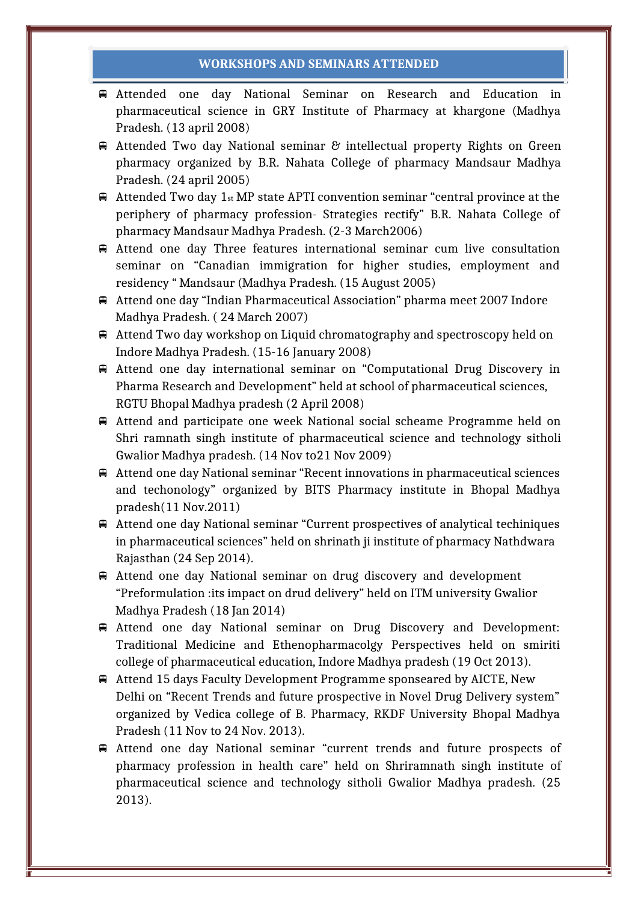## WORKSHOPS AND SEMINARS ATTENDED

- Attended one day National Seminar on Research and Education in pharmaceutical science in GRY Institute of Pharmacy at khargone (Madhya Pradesh. (13 april 2008)
- Attended Two day National seminar & intellectual property Rights on Green pharmacy organized by B.R. Nahata College of pharmacy Mandsaur Madhya Pradesh. (24 april 2005)
- Attended Two day 1st MP state APTI convention seminar "central province at the periphery of pharmacy profession- Strategies rectify" B.R. Nahata College of pharmacy Mandsaur Madhya Pradesh. (2-3 March2006)
- Attend one day Three features international seminar cum live consultation seminar on "Canadian immigration for higher studies, employment and residency " Mandsaur (Madhya Pradesh. (15 August 2005)
- Attend one day "Indian Pharmaceutical Association" pharma meet 2007 Indore Madhya Pradesh. ( 24 March 2007)
- Attend Two day workshop on Liquid chromatography and spectroscopy held on Indore Madhya Pradesh. (15-16 January 2008)
- Attend one day international seminar on "Computational Drug Discovery in Pharma Research and Development" held at school of pharmaceutical sciences, RGTU Bhopal Madhya pradesh (2 April 2008)
- Attend and participate one week National social scheame Programme held on Shri ramnath singh institute of pharmaceutical science and technology sitholi Gwalior Madhya pradesh. (14 Nov to21 Nov 2009)
- Attend one day National seminar "Recent innovations in pharmaceutical sciences and techonology" organized by BITS Pharmacy institute in Bhopal Madhya pradesh(11 Nov.2011)
- Attend one day National seminar "Current prospectives of analytical techiniques in pharmaceutical sciences" held on shrinath ji institute of pharmacy Nathdwara Rajasthan (24 Sep 2014).
- Attend one day National seminar on drug discovery and development "Preformulation :its impact on drud delivery" held on ITM university Gwalior Madhya Pradesh (18 Jan 2014)
- Attend one day National seminar on Drug Discovery and Development: Traditional Medicine and Ethenopharmacolgy Perspectives held on smiriti college of pharmaceutical education, Indore Madhya pradesh (19 Oct 2013).
- Attend 15 days Faculty Development Programme sponseared by AICTE, New Delhi on "Recent Trends and future prospective in Novel Drug Delivery system" organized by Vedica college of B. Pharmacy, RKDF University Bhopal Madhya Pradesh (11 Nov to 24 Nov. 2013).
- Attend one day National seminar "current trends and future prospects of pharmacy profession in health care" held on Shriramnath singh institute of pharmaceutical science and technology sitholi Gwalior Madhya pradesh. (25 2013).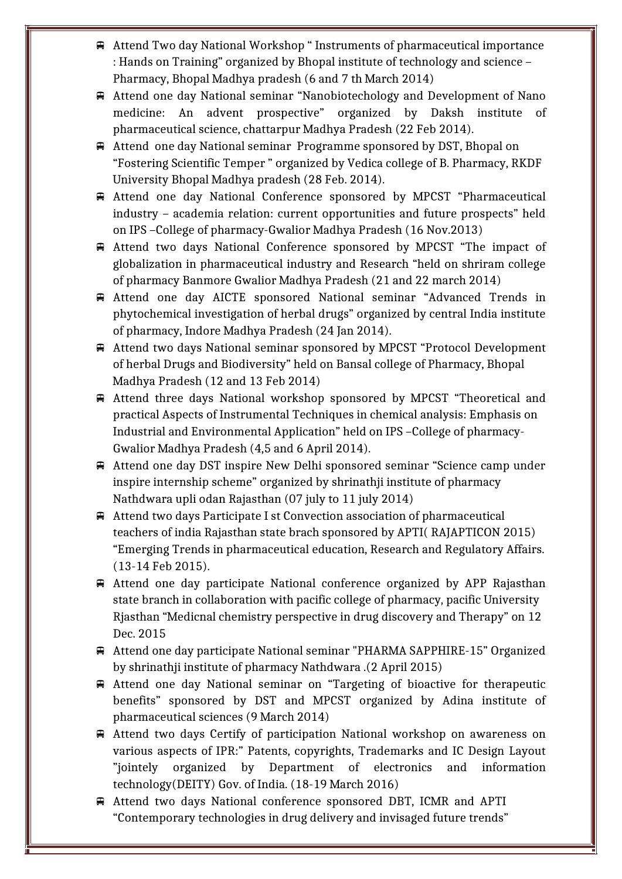- Attend Two day National Workshop " Instruments of pharmaceutical importance : Hands on Training" organized by Bhopal institute of technology and science – Pharmacy, Bhopal Madhya pradesh (6 and 7 th March 2014)
- Attend one day National seminar "Nanobiotechology and Development of Nano medicine: An advent prospective" organized by Daksh institute of pharmaceutical science, chattarpur Madhya Pradesh (22 Feb 2014).
- Attend one day National seminar Programme sponsored by DST, Bhopal on "Fostering Scientific Temper " organized by Vedica college of B. Pharmacy, RKDF University Bhopal Madhya pradesh (28 Feb. 2014).
- Attend one day National Conference sponsored by MPCST "Pharmaceutical industry – academia relation: current opportunities and future prospects" held on IPS –College of pharmacy-Gwalior Madhya Pradesh (16 Nov.2013)
- Attend two days National Conference sponsored by MPCST "The impact of globalization in pharmaceutical industry and Research "held on shriram college of pharmacy Banmore Gwalior Madhya Pradesh (21 and 22 march 2014)
- Attend one day AICTE sponsored National seminar "Advanced Trends in phytochemical investigation of herbal drugs" organized by central India institute of pharmacy, Indore Madhya Pradesh (24 Jan 2014).
- Attend two days National seminar sponsored by MPCST "Protocol Development of herbal Drugs and Biodiversity" held on Bansal college of Pharmacy, Bhopal Madhya Pradesh (12 and 13 Feb 2014)
- Attend three days National workshop sponsored by MPCST "Theoretical and practical Aspects of Instrumental Techniques in chemical analysis: Emphasis on Industrial and Environmental Application" held on IPS –College of pharmacy-Gwalior Madhya Pradesh (4,5 and 6 April 2014).
- Attend one day DST inspire New Delhi sponsored seminar "Science camp under inspire internship scheme" organized by shrinathji institute of pharmacy Nathdwara upli odan Rajasthan (07 july to 11 july 2014)
- Attend two days Participate I st Convection association of pharmaceutical teachers of india Rajasthan state brach sponsored by APTI( RAJAPTICON 2015) "Emerging Trends in pharmaceutical education, Research and Regulatory Affairs. (13-14 Feb 2015).
- Attend one day participate National conference organized by APP Rajasthan state branch in collaboration with pacific college of pharmacy, pacific University Rjasthan "Medicnal chemistry perspective in drug discovery and Therapy" on 12 Dec. 2015
- Attend one day participate National seminar "PHARMA SAPPHIRE-15" Organized by shrinathji institute of pharmacy Nathdwara .(2 April 2015)
- Attend one day National seminar on "Targeting of bioactive for therapeutic benefits" sponsored by DST and MPCST organized by Adina institute of pharmaceutical sciences (9 March 2014)
- Attend two days Certify of participation National workshop on awareness on various aspects of IPR:" Patents, copyrights, Trademarks and IC Design Layout "jointely organized by Department of electronics and information technology(DEITY) Gov. of India. (18-19 March 2016)
- Attend two days National conference sponsored DBT, ICMR and APTI "Contemporary technologies in drug delivery and invisaged future trends"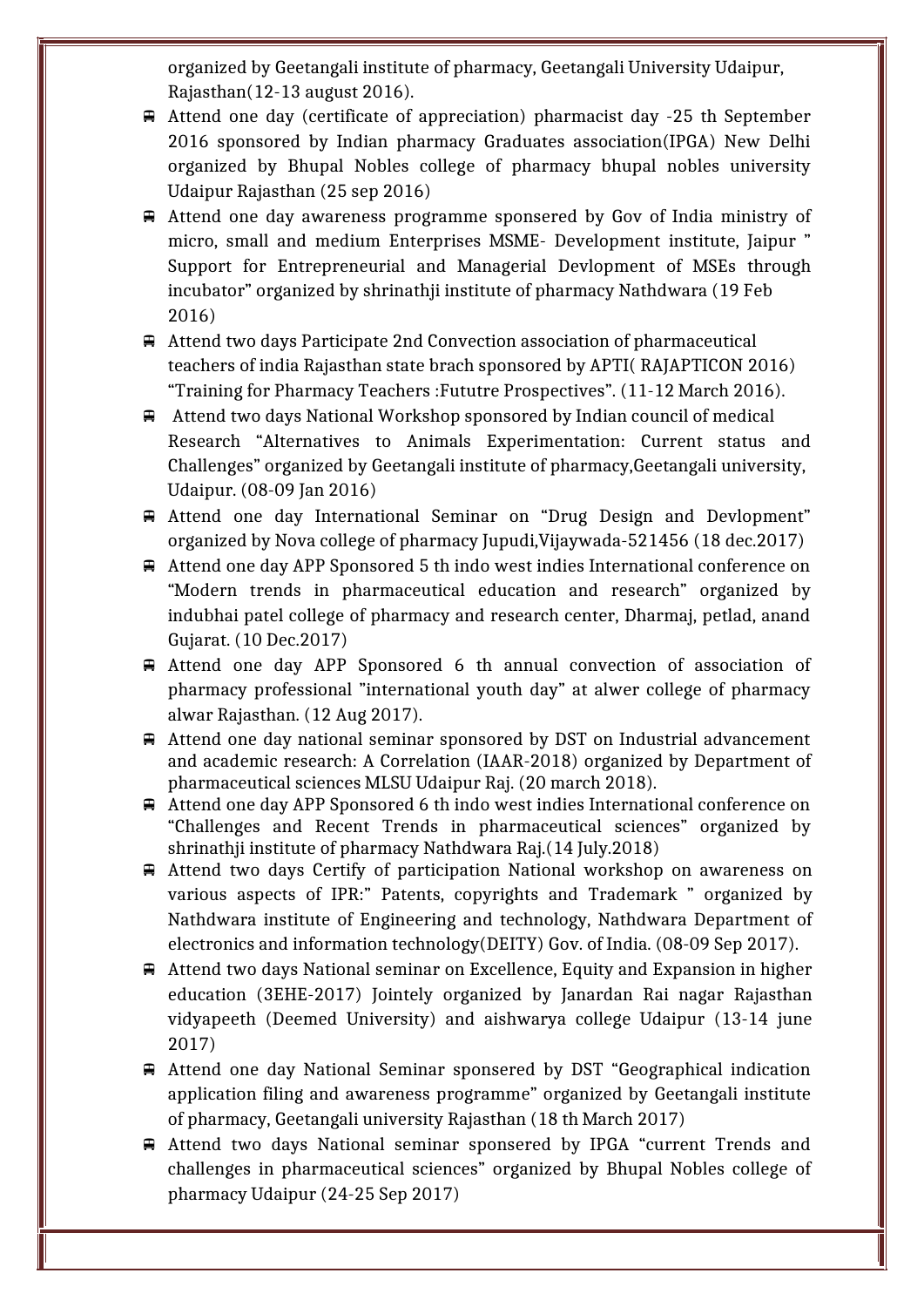organized by Geetangali institute of pharmacy, Geetangali University Udaipur, Rajasthan(12-13 august 2016).

- Attend one day (certificate of appreciation) pharmacist day -25 th September 2016 sponsored by Indian pharmacy Graduates association(IPGA) New Delhi organized by Bhupal Nobles college of pharmacy bhupal nobles university Udaipur Rajasthan (25 sep 2016)
- Attend one day awareness programme sponsered by Gov of India ministry of micro, small and medium Enterprises MSME- Development institute, Jaipur " Support for Entrepreneurial and Managerial Devlopment of MSEs through incubator" organized by shrinathji institute of pharmacy Nathdwara (19 Feb 2016)
- Attend two days Participate 2nd Convection association of pharmaceutical teachers of india Rajasthan state brach sponsored by APTI( RAJAPTICON 2016) "Training for Pharmacy Teachers :Fututre Prospectives". (11-12 March 2016).
- Attend two days National Workshop sponsored by Indian council of medical Research "Alternatives to Animals Experimentation: Current status and Challenges" organized by Geetangali institute of pharmacy,Geetangali university, Udaipur. (08-09 Jan 2016)
- Attend one day International Seminar on "Drug Design and Devlopment" organized by Nova college of pharmacy Jupudi,Vijaywada-521456 (18 dec.2017)
- Attend one day APP Sponsored 5 th indo west indies International conference on "Modern trends in pharmaceutical education and research" organized by indubhai patel college of pharmacy and research center, Dharmaj, petlad, anand Gujarat. (10 Dec.2017)
- Attend one day APP Sponsored 6 th annual convection of association of pharmacy professional "international youth day" at alwer college of pharmacy alwar Rajasthan. (12 Aug 2017).
- Attend one day national seminar sponsored by DST on Industrial advancement and academic research: A Correlation (IAAR-2018) organized by Department of pharmaceutical sciences MLSU Udaipur Raj. (20 march 2018).
- Attend one day APP Sponsored 6 th indo west indies International conference on "Challenges and Recent Trends in pharmaceutical sciences" organized by shrinathji institute of pharmacy Nathdwara Raj.(14 July.2018)
- Attend two days Certify of participation National workshop on awareness on various aspects of IPR:" Patents, copyrights and Trademark " organized by Nathdwara institute of Engineering and technology, Nathdwara Department of electronics and information technology(DEITY) Gov. of India. (08-09 Sep 2017).
- Attend two days National seminar on Excellence, Equity and Expansion in higher education (3EHE-2017) Jointely organized by Janardan Rai nagar Rajasthan vidyapeeth (Deemed University) and aishwarya college Udaipur (13-14 june 2017)
- Attend one day National Seminar sponsered by DST "Geographical indication application filing and awareness programme" organized by Geetangali institute of pharmacy, Geetangali university Rajasthan (18 th March 2017)
- Attend two days National seminar sponsered by IPGA "current Trends and challenges in pharmaceutical sciences" organized by Bhupal Nobles college of pharmacy Udaipur (24-25 Sep 2017)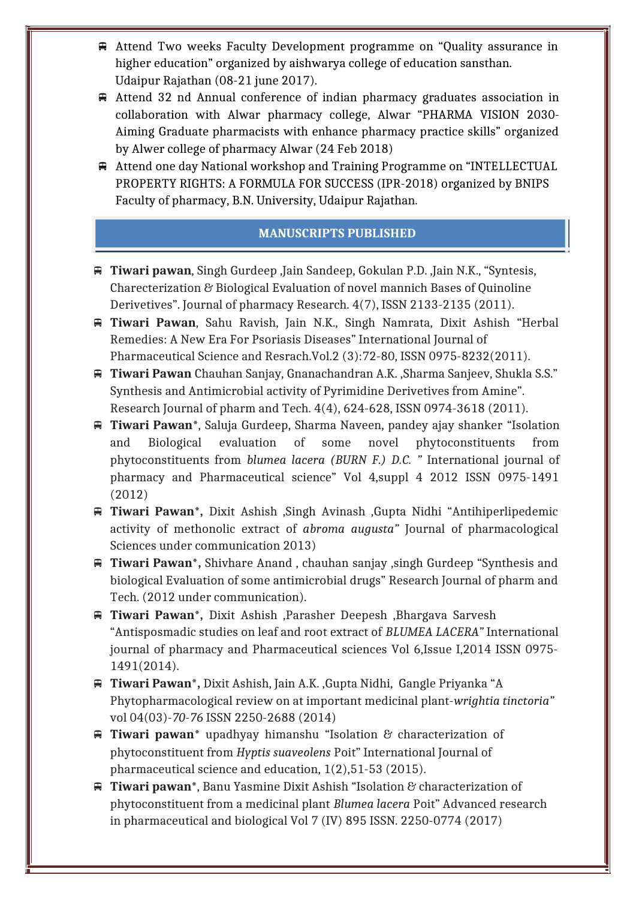- Attend Two weeks Faculty Development programme on "Quality assurance in higher education" organized by aishwarya college of education sansthan. Udaipur Rajathan (08-21 june 2017).
- Attend 32 nd Annual conference of indian pharmacy graduates association in collaboration with Alwar pharmacy college, Alwar "PHARMA VISION 2030-Aiming Graduate pharmacists with enhance pharmacy practice skills" organized by Alwer college of pharmacy Alwar (24 Feb 2018)
- Attend one day National workshop and Training Programme on "INTELLECTUAL PROPERTY RIGHTS: A FORMULA FOR SUCCESS (IPR-2018) organized by BNIPS Faculty of pharmacy, B.N. University, Udaipur Rajathan.

## MANUSCRIPTS PUBLISHED

- **Tiwari pawan**, Singh Gurdeep ,Jain Sandeep, Gokulan P.D. ,Jain N.K., "Syntesis, Charecterization & Biological Evaluation of novel mannich Bases of Quinoline Derivetives". Journal of pharmacy Research. 4(7), ISSN 2133-2135 (2011).
- **Tiwari Pawan**, Sahu Ravish, Jain N.K., Singh Namrata, Dixit Ashish "Herbal Remedies: A New Era For Psoriasis Diseases" International Journal of Pharmaceutical Science and Resrach.Vol.2 (3):72-80, ISSN 0975-8232(2011).
- **Tiwari Pawan** Chauhan Sanjay, Gnanachandran A.K. ,Sharma Sanjeev, Shukla S.S." Synthesis and Antimicrobial activity of Pyrimidine Derivetives from Amine". Research Journal of pharm and Tech. 4(4), 624-628, ISSN 0974-3618 (2011).
- **Tiwari Pawan***, Saluja Gurdeep, Sharma Naveen, pandey ajay shanker "Isolation and Biological evaluation of some novel phytoconstituents from phytoconstituents from *blumea lacera (BURN F.) D.C. "* International journal of pharmacy and Pharmaceutical science" Vol 4,suppl 4 2012 ISSN 0975-1491 (2012)
- **Tiwari Pawan*,** Dixit Ashish ,Singh Avinash ,Gupta Nidhi "Antihiperlipedemic activity of methonolic extract of *abroma augusta"* Journal of pharmacological Sciences under communication 2013)
- **Tiwari Pawan*,** Shivhare Anand , chauhan sanjay ,singh Gurdeep "Synthesis and biological Evaluation of some antimicrobial drugs" Research Journal of pharm and Tech. (2012 under communication).
- **Tiwari Pawan*,** Dixit Ashish ,Parasher Deepesh ,Bhargava Sarvesh "Antisposmadic studies on leaf and root extract of *BLUMEA LACERA"* International journal of pharmacy and Pharmaceutical sciences Vol 6,Issue I,2014 ISSN 0975-1491(2014).
- **Tiwari Pawan*,** Dixit Ashish, Jain A.K. ,Gupta Nidhi, Gangle Priyanka "A Phytopharmacological review on at important medicinal plant-*wrightia tinctoria"* vol 04(03)-*70-76* ISSN 2250-2688 (2014)
- **Tiwari pawan*** upadhyay himanshu "Isolation & characterization of phytoconstituent from *Hyptis suaveolens* Poit" International Journal of pharmaceutical science and education, 1(2),51-53 (2015).
- **Tiwari pawan***, Banu Yasmine Dixit Ashish "Isolation & characterization of phytoconstituent from a medicinal plant *Blumea lacera* Poit" Advanced research in pharmaceutical and biological Vol 7 (IV) 895 ISSN. 2250-0774 (2017)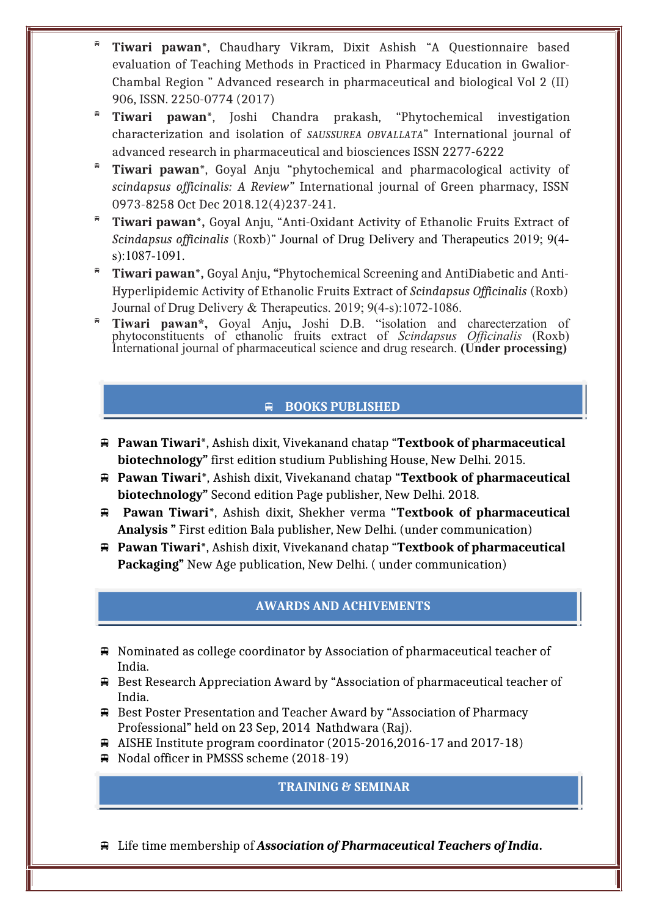- **Tiwari pawan***, Chaudhary Vikram, Dixit Ashish "A Questionnaire based evaluation of Teaching Methods in Practiced in Pharmacy Education in Gwalior-Chambal Region " Advanced research in pharmaceutical and biological Vol 2 (II) 906, ISSN. 2250-0774 (2017)
- **Tiwari pawan***, Joshi Chandra prakash, "Phytochemical investigation characterization and isolation of *SAUSSUREA OBVALLATA*" International journal of advanced research in pharmaceutical and biosciences ISSN 2277-6222
- **Tiwari pawan***, Goyal Anju "phytochemical and pharmacological activity of *scindapsus officinalis: A Review"* International journal of Green pharmacy, ISSN 0973-8258 Oct Dec 2018.12(4)237-241.
- **Tiwari pawan*,** Goyal Anju, "Anti-Oxidant Activity of Ethanolic Fruits Extract of *Scindapsus officinalis* (Roxb)" Journal of Drug Delivery and Therapeutics 2019; 9(4-s):1087-1091.
- **Tiwari pawan*,** Goyal Anju, **"**Phytochemical Screening and AntiDiabetic and Anti-Hyperlipidemic Activity of Ethanolic Fruits Extract of *Scindapsus Officinalis* (Roxb) Journal of Drug Delivery & Therapeutics. 2019; 9(4-s):1072-1086.
- **Tiwari pawan*,** Goyal Anju**,** Joshi D.B. "isolation and charecterzation of phytoconstituents of ethanolic fruits extract of *Scindapsus Officinalis* (Roxb) International journal of pharmaceutical science and drug research. **(Under processing)**

## BOOKS PUBLISHED

- **Pawan Tiwari***, Ashish dixit, Vivekanand chatap "**Textbook of pharmaceutical biotechnology"** first edition studium Publishing House, New Delhi. 2015.
- **Pawan Tiwari***, Ashish dixit, Vivekanand chatap "**Textbook of pharmaceutical biotechnology"** Second edition Page publisher, New Delhi. 2018.
- **Pawan Tiwari***, Ashish dixit, Shekher verma "**Textbook of pharmaceutical Analysis "** First edition Bala publisher, New Delhi. (under communication)
- **Pawan Tiwari***, Ashish dixit, Vivekanand chatap "**Textbook of pharmaceutical Packaging"** New Age publication, New Delhi. ( under communication)

## AWARDS AND ACHIVEMENTS

- Nominated as college coordinator by Association of pharmaceutical teacher of India.
- Best Research Appreciation Award by "Association of pharmaceutical teacher of India.
- Best Poster Presentation and Teacher Award by "Association of Pharmacy Professional" held on 23 Sep, 2014 Nathdwara (Raj).
- AISHE Institute program coordinator (2015-2016,2016-17 and 2017-18)
- Nodal officer in PMSSS scheme (2018-19)

## TRAINING & SEMINAR

- Life time membership of ***Association of Pharmaceutical Teachers of India*.**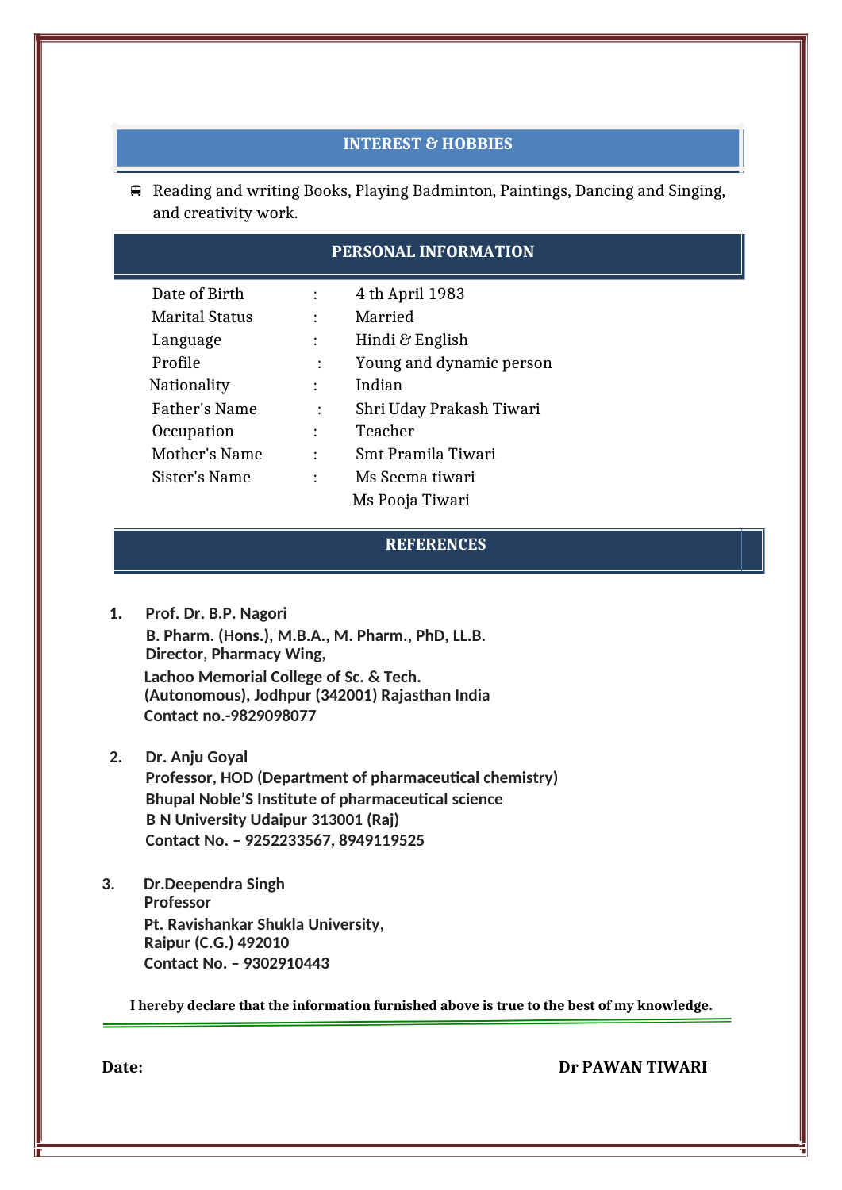## INTEREST & HOBBIES

- Reading and writing Books, Playing Badminton, Paintings, Dancing and Singing, and creativity work.

## PERSONAL INFORMATION

| | | |
|---|---|---|
| Date of Birth | : | 4 th April 1983 |
| Marital Status | : | Married |
| Language | : | Hindi & English |
| Profile | : | Young and dynamic person |
| Nationality | : | Indian |
| Father's Name | : | Shri Uday Prakash Tiwari |
| Occupation | : | Teacher |
| Mother's Name | : | Smt Pramila Tiwari |
| Sister's Name | : | Ms Seema tiwari |
| | | Ms Pooja Tiwari |

## REFERENCES

1. **Prof. Dr. B.P. Nagori**
   **B. Pharm. (Hons.), M.B.A., M. Pharm., PhD, LL.B.**
   **Director, Pharmacy Wing,**
   **Lachoo Memorial College of Sc. & Tech.**
   **(Autonomous), Jodhpur (342001) Rajasthan India**
   **Contact no.-9829098077**

2. **Dr. Anju Goyal**
   **Professor, HOD (Department of pharmaceutical chemistry)**
   **Bhupal Noble'S Institute of pharmaceutical science**
   **B N University Udaipur 313001 (Raj)**
   **Contact No. – 9252233567, 8949119525**

3. **Dr.Deependra Singh**
   **Professor**
   **Pt. Ravishankar Shukla University,**
   **Raipur (C.G.) 492010**
   **Contact No. – 9302910443**

**I hereby declare that the information furnished above is true to the best of my knowledge.**

**Date:** **Dr PAWAN TIWARI**